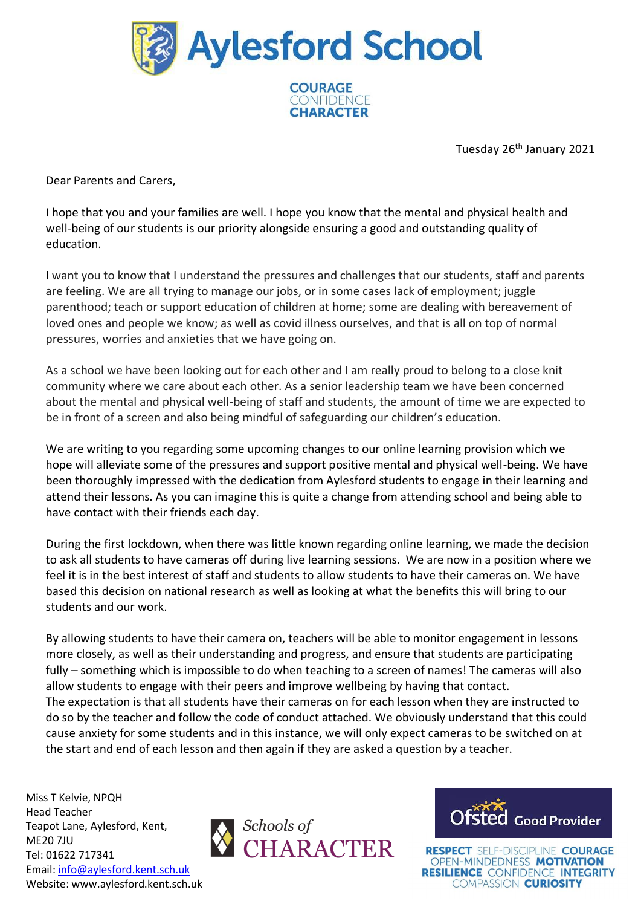# Aylesford School

**COURAGE**
CONFIDENCE
**CHARACTER**

Tuesday 26th January 2021

Dear Parents and Carers,

I hope that you and your families are well. I hope you know that the mental and physical health and well-being of our students is our priority alongside ensuring a good and outstanding quality of education.

I want you to know that I understand the pressures and challenges that our students, staff and parents are feeling. We are all trying to manage our jobs, or in some cases lack of employment; juggle parenthood; teach or support education of children at home; some are dealing with bereavement of loved ones and people we know; as well as covid illness ourselves, and that is all on top of normal pressures, worries and anxieties that we have going on.

As a school we have been looking out for each other and I am really proud to belong to a close knit community where we care about each other. As a senior leadership team we have been concerned about the mental and physical well-being of staff and students, the amount of time we are expected to be in front of a screen and also being mindful of safeguarding our children's education.

We are writing to you regarding some upcoming changes to our online learning provision which we hope will alleviate some of the pressures and support positive mental and physical well-being. We have been thoroughly impressed with the dedication from Aylesford students to engage in their learning and attend their lessons. As you can imagine this is quite a change from attending school and being able to have contact with their friends each day.

During the first lockdown, when there was little known regarding online learning, we made the decision to ask all students to have cameras off during live learning sessions. We are now in a position where we feel it is in the best interest of staff and students to allow students to have their cameras on. We have based this decision on national research as well as looking at what the benefits this will bring to our students and our work.

By allowing students to have their camera on, teachers will be able to monitor engagement in lessons more closely, as well as their understanding and progress, and ensure that students are participating fully – something which is impossible to do when teaching to a screen of names! The cameras will also allow students to engage with their peers and improve wellbeing by having that contact.
The expectation is that all students have their cameras on for each lesson when they are instructed to do so by the teacher and follow the code of conduct attached. We obviously understand that this could cause anxiety for some students and in this instance, we will only expect cameras to be switched on at the start and end of each lesson and then again if they are asked a question by a teacher.

Miss T Kelvie, NPQH
Head Teacher
Teapot Lane, Aylesford, Kent,
ME20 7JU
Tel: 01622 717341
Email: info@aylesford.kent.sch.uk
Website: www.aylesford.kent.sch.uk

Schools of CHARACTER

Ofsted Good Provider

**RESPECT** SELF-DISCIPLINE **COURAGE** OPEN-MINDEDNESS **MOTIVATION** **RESILIENCE** CONFIDENCE **INTEGRITY** COMPASSION **CURIOSITY**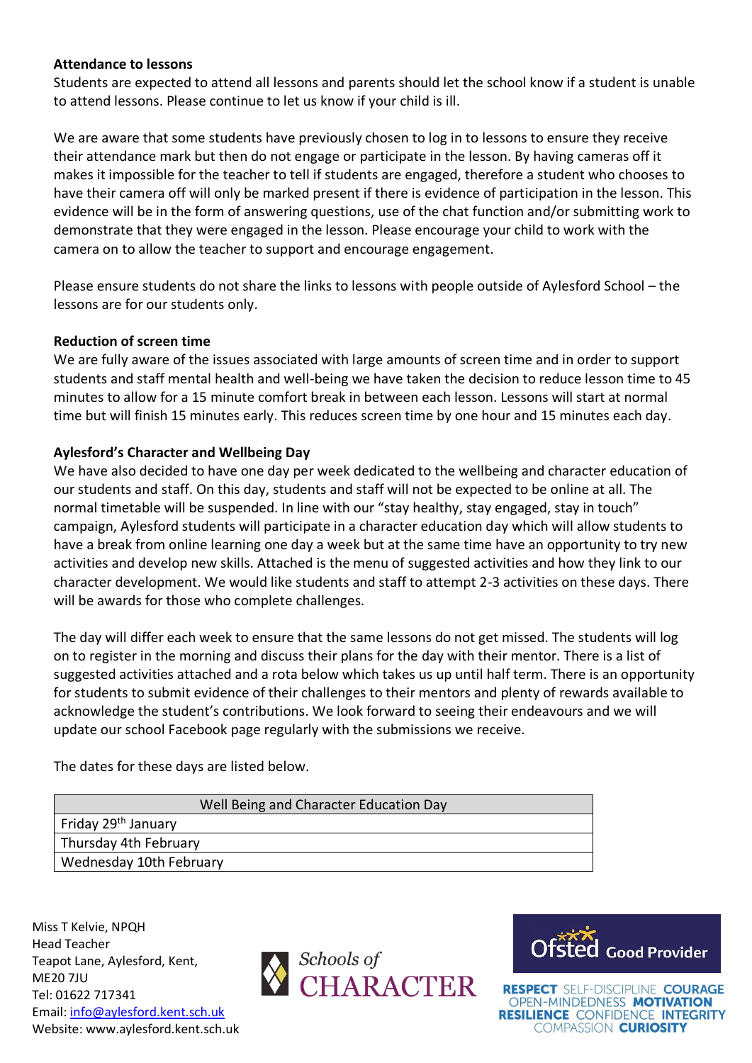**Attendance to lessons**

Students are expected to attend all lessons and parents should let the school know if a student is unable to attend lessons. Please continue to let us know if your child is ill.

We are aware that some students have previously chosen to log in to lessons to ensure they receive their attendance mark but then do not engage or participate in the lesson. By having cameras off it makes it impossible for the teacher to tell if students are engaged, therefore a student who chooses to have their camera off will only be marked present if there is evidence of participation in the lesson. This evidence will be in the form of answering questions, use of the chat function and/or submitting work to demonstrate that they were engaged in the lesson. Please encourage your child to work with the camera on to allow the teacher to support and encourage engagement.

Please ensure students do not share the links to lessons with people outside of Aylesford School – the lessons are for our students only.

**Reduction of screen time**

We are fully aware of the issues associated with large amounts of screen time and in order to support students and staff mental health and well-being we have taken the decision to reduce lesson time to 45 minutes to allow for a 15 minute comfort break in between each lesson. Lessons will start at normal time but will finish 15 minutes early. This reduces screen time by one hour and 15 minutes each day.

**Aylesford's Character and Wellbeing Day**

We have also decided to have one day per week dedicated to the wellbeing and character education of our students and staff. On this day, students and staff will not be expected to be online at all. The normal timetable will be suspended. In line with our "stay healthy, stay engaged, stay in touch" campaign, Aylesford students will participate in a character education day which will allow students to have a break from online learning one day a week but at the same time have an opportunity to try new activities and develop new skills. Attached is the menu of suggested activities and how they link to our character development. We would like students and staff to attempt 2-3 activities on these days. There will be awards for those who complete challenges.

The day will differ each week to ensure that the same lessons do not get missed. The students will log on to register in the morning and discuss their plans for the day with their mentor. There is a list of suggested activities attached and a rota below which takes us up until half term. There is an opportunity for students to submit evidence of their challenges to their mentors and plenty of rewards available to acknowledge the student's contributions. We look forward to seeing their endeavours and we will update our school Facebook page regularly with the submissions we receive.

The dates for these days are listed below.

| Well Being and Character Education Day |
|---|
| Friday 29th January |
| Thursday 4th February |
| Wednesday 10th February |

Miss T Kelvie, NPQH
Head Teacher
Teapot Lane, Aylesford, Kent,
ME20 7JU
Tel: 01622 717341
Email: info@aylesford.kent.sch.uk
Website: www.aylesford.kent.sch.uk

Schools of CHARACTER

Ofsted Good Provider

RESPECT SELF-DISCIPLINE COURAGE OPEN-MINDEDNESS MOTIVATION RESILIENCE CONFIDENCE INTEGRITY COMPASSION CURIOSITY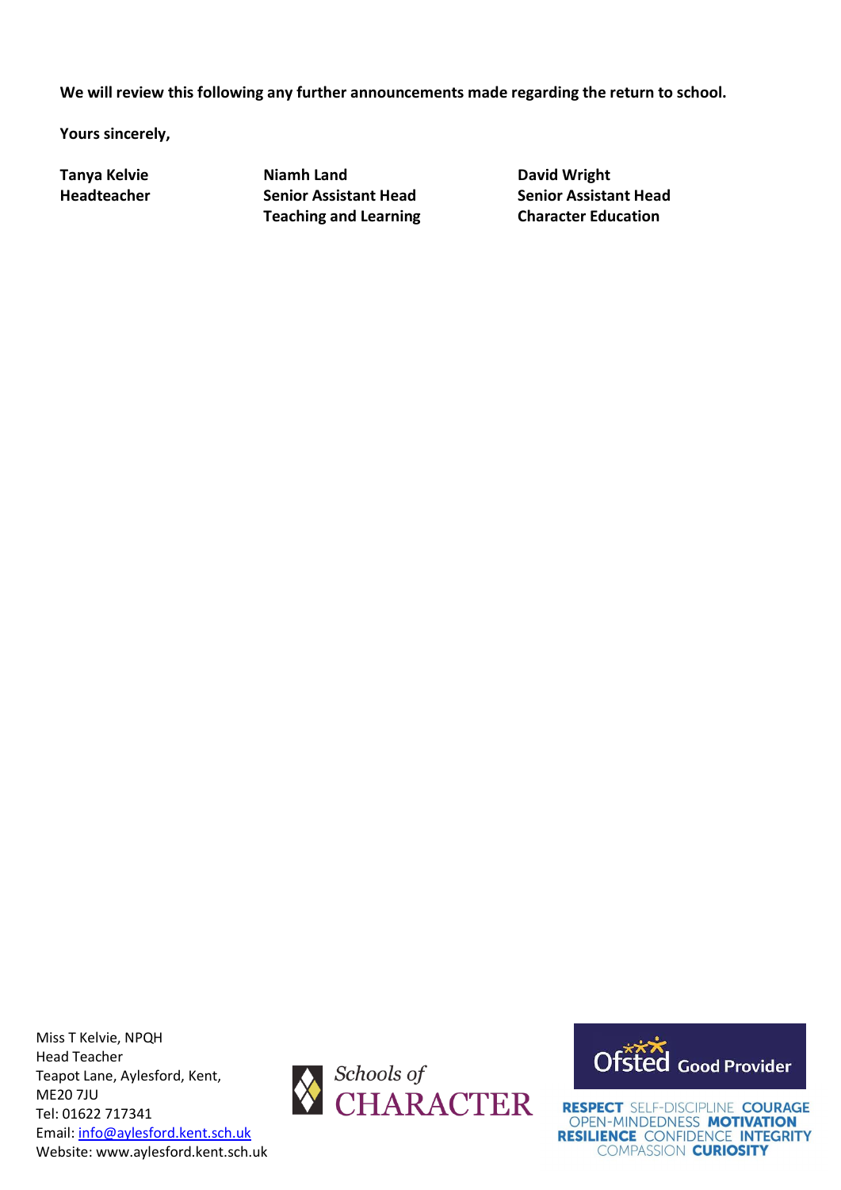**We will review this following any further announcements made regarding the return to school.**

**Yours sincerely,**

| **Tanya Kelvie** | **Niamh Land** | **David Wright** |
|---|---|---|
| **Headteacher** | **Senior Assistant Head** | **Senior Assistant Head** |
| | **Teaching and Learning** | **Character Education** |

Miss T Kelvie, NPQH
Head Teacher
Teapot Lane, Aylesford, Kent,
ME20 7JU
Tel: 01622 717341
Email: info@aylesford.kent.sch.uk
Website: www.aylesford.kent.sch.uk

Schools of CHARACTER

Ofsted Good Provider

RESPECT SELF-DISCIPLINE COURAGE OPEN-MINDEDNESS MOTIVATION RESILIENCE CONFIDENCE INTEGRITY COMPASSION CURIOSITY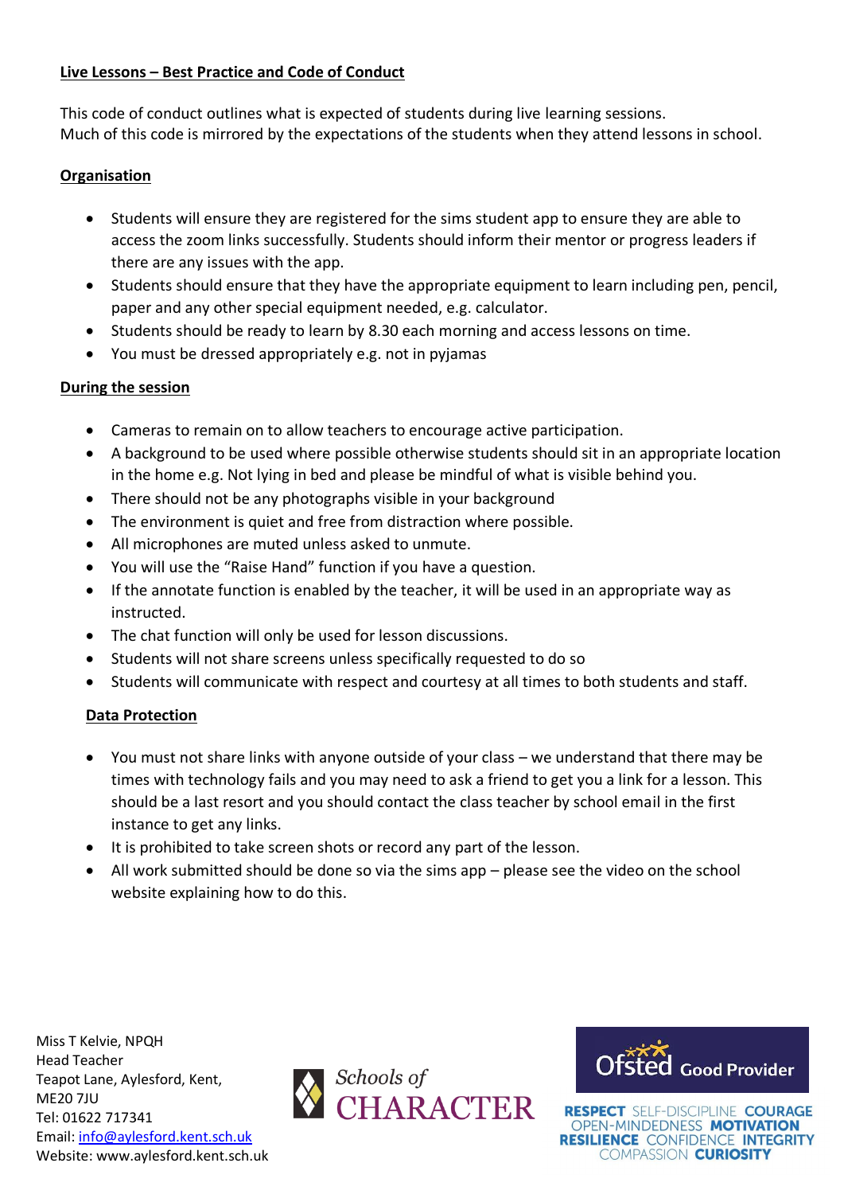## Live Lessons – Best Practice and Code of Conduct

This code of conduct outlines what is expected of students during live learning sessions.
Much of this code is mirrored by the expectations of the students when they attend lessons in school.

### Organisation

- Students will ensure they are registered for the sims student app to ensure they are able to access the zoom links successfully. Students should inform their mentor or progress leaders if there are any issues with the app.
- Students should ensure that they have the appropriate equipment to learn including pen, pencil, paper and any other special equipment needed, e.g. calculator.
- Students should be ready to learn by 8.30 each morning and access lessons on time.
- You must be dressed appropriately e.g. not in pyjamas

### During the session

- Cameras to remain on to allow teachers to encourage active participation.
- A background to be used where possible otherwise students should sit in an appropriate location in the home e.g. Not lying in bed and please be mindful of what is visible behind you.
- There should not be any photographs visible in your background
- The environment is quiet and free from distraction where possible.
- All microphones are muted unless asked to unmute.
- You will use the "Raise Hand" function if you have a question.
- If the annotate function is enabled by the teacher, it will be used in an appropriate way as instructed.
- The chat function will only be used for lesson discussions.
- Students will not share screens unless specifically requested to do so
- Students will communicate with respect and courtesy at all times to both students and staff.

### Data Protection

- You must not share links with anyone outside of your class – we understand that there may be times with technology fails and you may need to ask a friend to get you a link for a lesson. This should be a last resort and you should contact the class teacher by school email in the first instance to get any links.
- It is prohibited to take screen shots or record any part of the lesson.
- All work submitted should be done so via the sims app – please see the video on the school website explaining how to do this.

Miss T Kelvie, NPQH
Head Teacher
Teapot Lane, Aylesford, Kent,
ME20 7JU
Tel: 01622 717341
Email: info@aylesford.kent.sch.uk
Website: www.aylesford.kent.sch.uk

Schools of CHARACTER

Ofsted Good Provider

RESPECT SELF-DISCIPLINE COURAGE OPEN-MINDEDNESS MOTIVATION RESILIENCE CONFIDENCE INTEGRITY COMPASSION CURIOSITY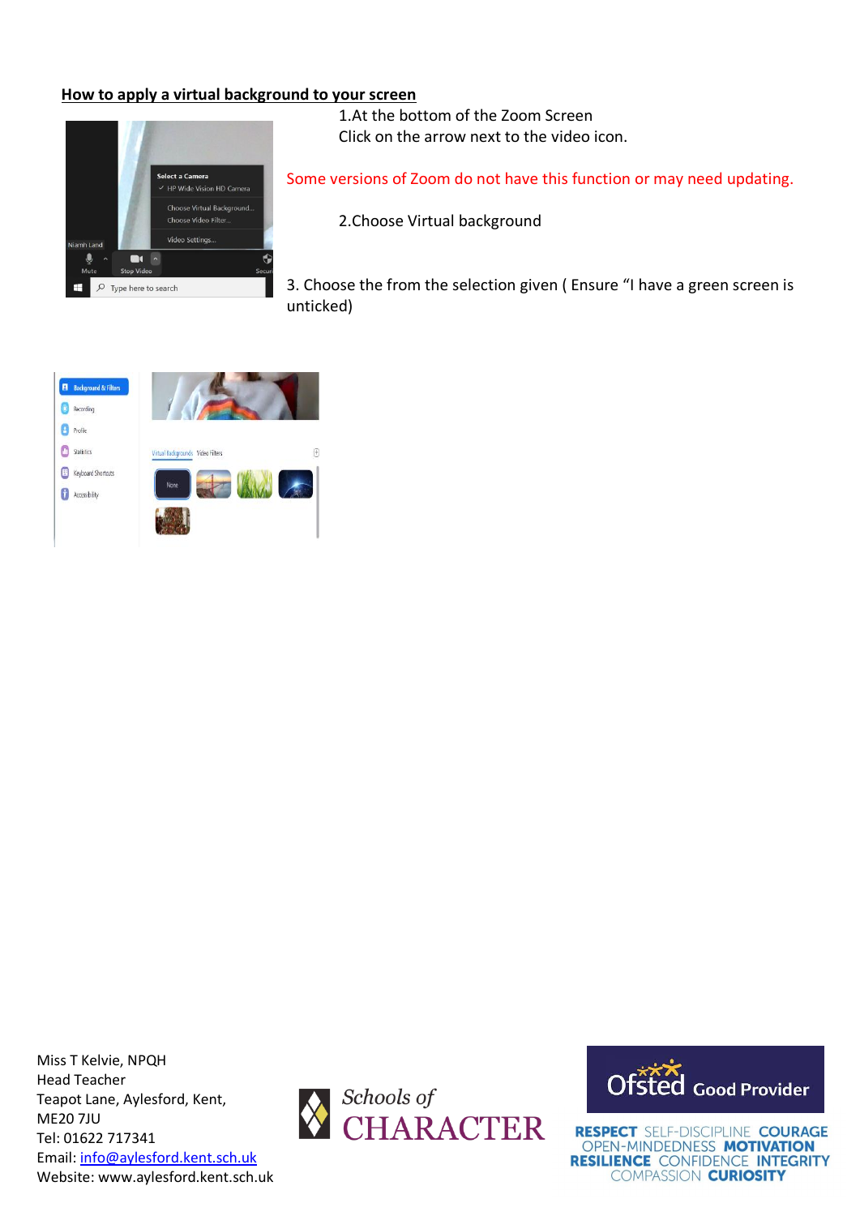**How to apply a virtual background to your screen**

1.At the bottom of the Zoom Screen
Click on the arrow next to the video icon.

Some versions of Zoom do not have this function or may need updating.

2.Choose Virtual background

3. Choose the from the selection given ( Ensure "I have a green screen is unticked)

Miss T Kelvie, NPQH
Head Teacher
Teapot Lane, Aylesford, Kent,
ME20 7JU
Tel: 01622 717341
Email: info@aylesford.kent.sch.uk
Website: www.aylesford.kent.sch.uk

Schools of CHARACTER

Ofsted Good Provider

RESPECT SELF-DISCIPLINE COURAGE OPEN-MINDEDNESS MOTIVATION RESILIENCE CONFIDENCE INTEGRITY COMPASSION CURIOSITY